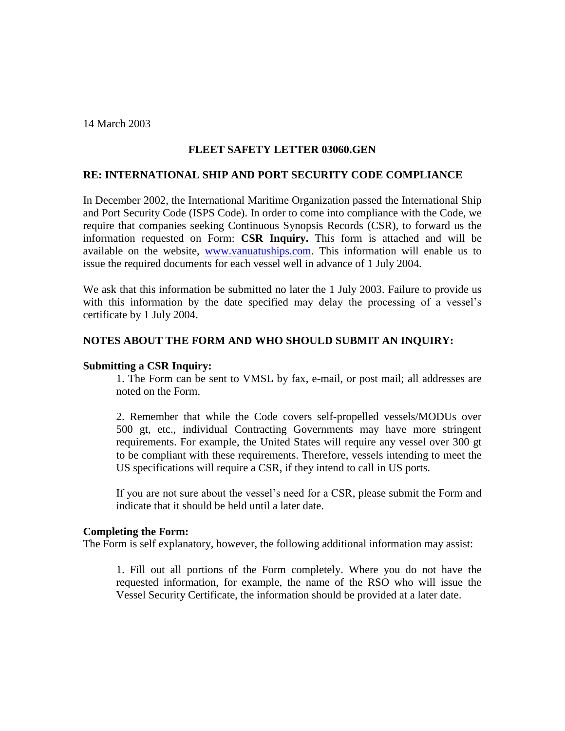14 March 2003

**FLEET SAFETY LETTER 03060.GEN**

**RE: INTERNATIONAL SHIP AND PORT SECURITY CODE COMPLIANCE**

In December 2002, the International Maritime Organization passed the International Ship and Port Security Code (ISPS Code). In order to come into compliance with the Code, we require that companies seeking Continuous Synopsis Records (CSR), to forward us the information requested on Form: **CSR Inquiry.** This form is attached and will be available on the website, [www.vanuatuships.com](http://www.vanuatuships.com). This information will enable us to issue the required documents for each vessel well in advance of 1 July 2004.

We ask that this information be submitted no later the 1 July 2003. Failure to provide us with this information by the date specified may delay the processing of a vessel's certificate by 1 July 2004.

**NOTES ABOUT THE FORM AND WHO SHOULD SUBMIT AN INQUIRY:**

**Submitting a CSR Inquiry:**

1. The Form can be sent to VMSL by fax, e-mail, or post mail; all addresses are noted on the Form.

2. Remember that while the Code covers self-propelled vessels/MODUs over 500 gt, etc., individual Contracting Governments may have more stringent requirements. For example, the United States will require any vessel over 300 gt to be compliant with these requirements. Therefore, vessels intending to meet the US specifications will require a CSR, if they intend to call in US ports.

If you are not sure about the vessel's need for a CSR, please submit the Form and indicate that it should be held until a later date.

**Completing the Form:**

The Form is self explanatory, however, the following additional information may assist:

1. Fill out all portions of the Form completely. Where you do not have the requested information, for example, the name of the RSO who will issue the Vessel Security Certificate, the information should be provided at a later date.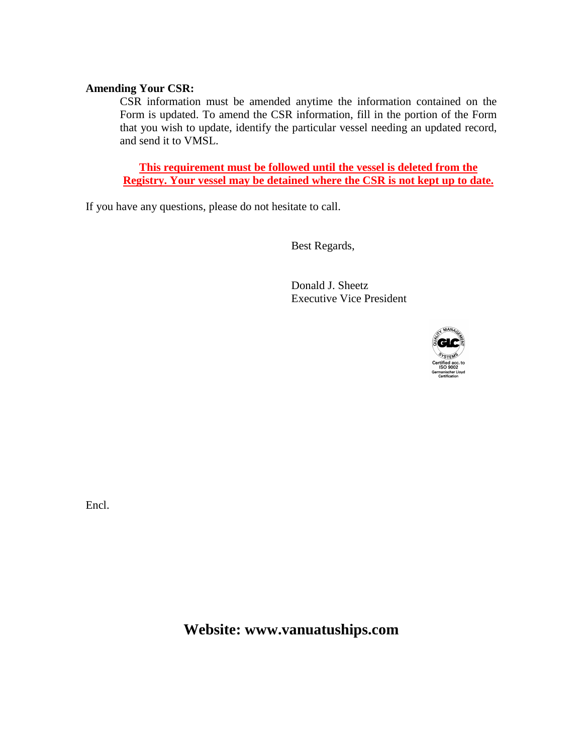**Amending Your CSR:**

CSR information must be amended anytime the information contained on the Form is updated. To amend the CSR information, fill in the portion of the Form that you wish to update, identify the particular vessel needing an updated record, and send it to VMSL.

**This requirement must be followed until the vessel is deleted from the Registry. Your vessel may be detained where the CSR is not kept up to date.**

If you have any questions, please do not hesitate to call.

Best Regards,

Donald J. Sheetz
Executive Vice President

QUALITY MANAGEMENT SYSTEMS
GLC
Certified acc. to ISO 9002
Germanischer Lloyd Certification

Encl.

**Website: www.vanuatuships.com**